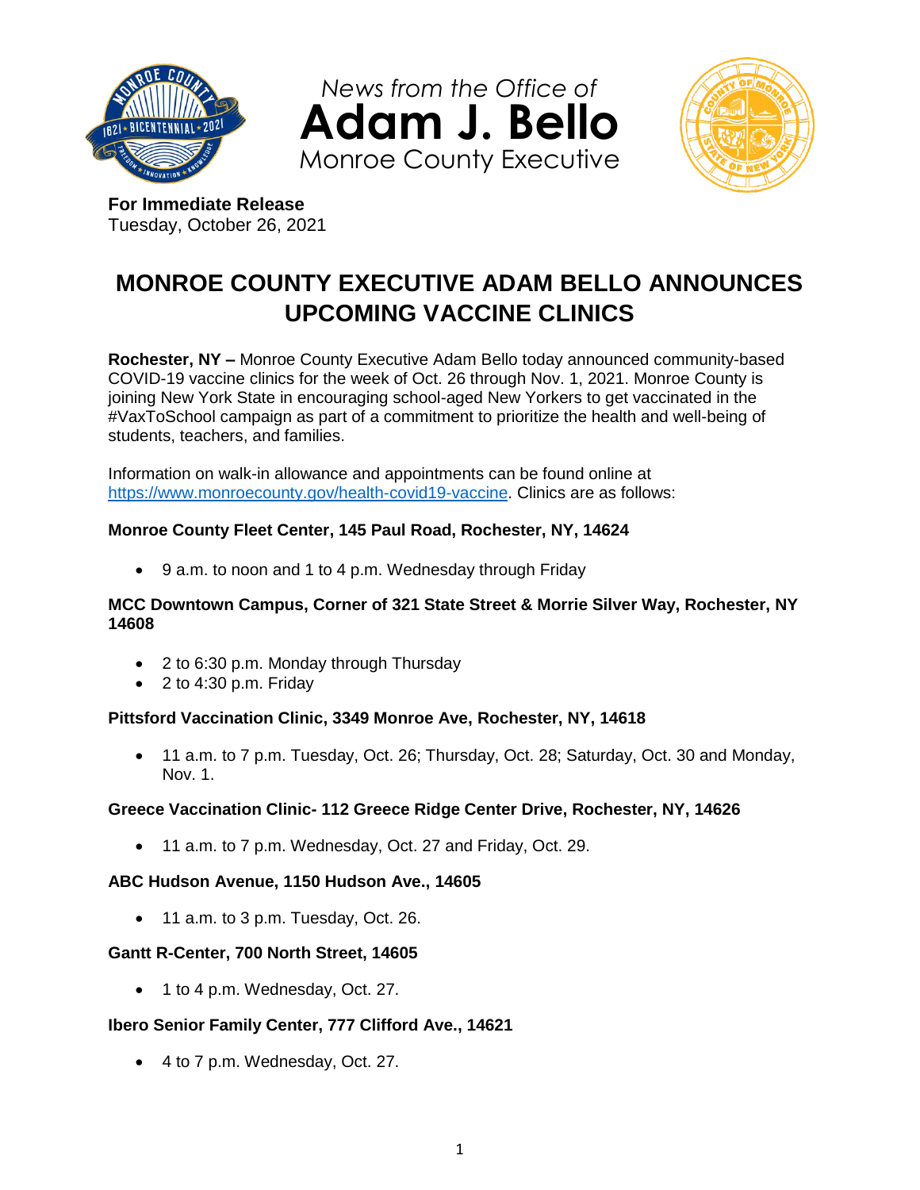*News from the Office of*
**Adam J. Bello**
Monroe County Executive

**For Immediate Release**
Tuesday, October 26, 2021

# MONROE COUNTY EXECUTIVE ADAM BELLO ANNOUNCES UPCOMING VACCINE CLINICS

**Rochester, NY –** Monroe County Executive Adam Bello today announced community-based COVID-19 vaccine clinics for the week of Oct. 26 through Nov. 1, 2021. Monroe County is joining New York State in encouraging school-aged New Yorkers to get vaccinated in the #VaxToSchool campaign as part of a commitment to prioritize the health and well-being of students, teachers, and families.

Information on walk-in allowance and appointments can be found online at https://www.monroecounty.gov/health-covid19-vaccine. Clinics are as follows:

**Monroe County Fleet Center, 145 Paul Road, Rochester, NY, 14624**

- 9 a.m. to noon and 1 to 4 p.m. Wednesday through Friday

**MCC Downtown Campus, Corner of 321 State Street & Morrie Silver Way, Rochester, NY 14608**

- 2 to 6:30 p.m. Monday through Thursday
- 2 to 4:30 p.m. Friday

**Pittsford Vaccination Clinic, 3349 Monroe Ave, Rochester, NY, 14618**

- 11 a.m. to 7 p.m. Tuesday, Oct. 26; Thursday, Oct. 28; Saturday, Oct. 30 and Monday, Nov. 1.

**Greece Vaccination Clinic- 112 Greece Ridge Center Drive, Rochester, NY, 14626**

- 11 a.m. to 7 p.m. Wednesday, Oct. 27 and Friday, Oct. 29.

**ABC Hudson Avenue, 1150 Hudson Ave., 14605**

- 11 a.m. to 3 p.m. Tuesday, Oct. 26.

**Gantt R-Center, 700 North Street, 14605**

- 1 to 4 p.m. Wednesday, Oct. 27.

**Ibero Senior Family Center, 777 Clifford Ave., 14621**

- 4 to 7 p.m. Wednesday, Oct. 27.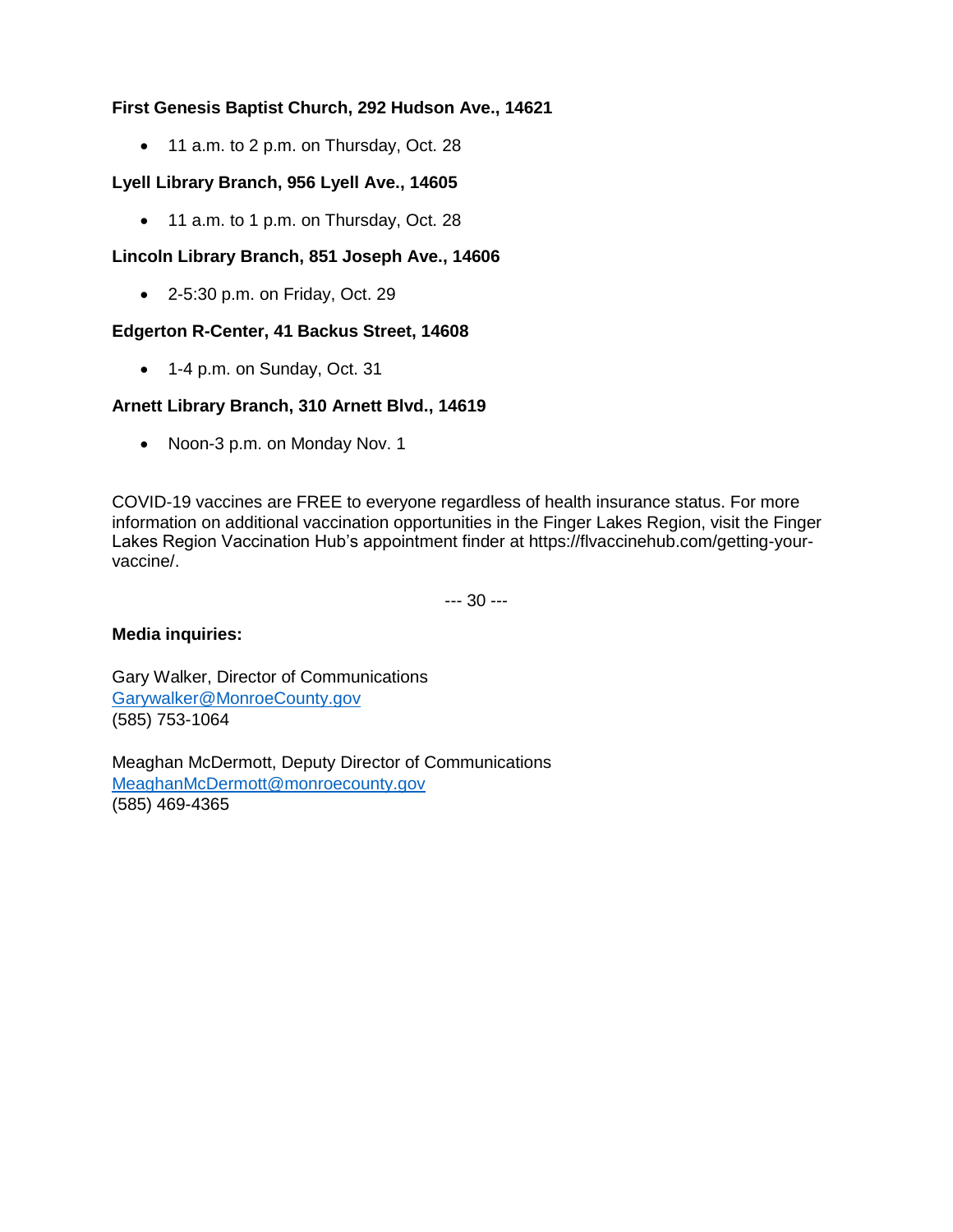**First Genesis Baptist Church, 292 Hudson Ave., 14621**

- 11 a.m. to 2 p.m. on Thursday, Oct. 28

**Lyell Library Branch, 956 Lyell Ave., 14605**

- 11 a.m. to 1 p.m. on Thursday, Oct. 28

**Lincoln Library Branch, 851 Joseph Ave., 14606**

- 2-5:30 p.m. on Friday, Oct. 29

**Edgerton R-Center, 41 Backus Street, 14608**

- 1-4 p.m. on Sunday, Oct. 31

**Arnett Library Branch, 310 Arnett Blvd., 14619**

- Noon-3 p.m. on Monday Nov. 1

COVID-19 vaccines are FREE to everyone regardless of health insurance status. For more information on additional vaccination opportunities in the Finger Lakes Region, visit the Finger Lakes Region Vaccination Hub's appointment finder at https://flvaccinehub.com/getting-your-vaccine/.

--- 30 ---

**Media inquiries:**

Gary Walker, Director of Communications
Garywalker@MonroeCounty.gov
(585) 753-1064

Meaghan McDermott, Deputy Director of Communications
MeaghanMcDermott@monroecounty.gov
(585) 469-4365